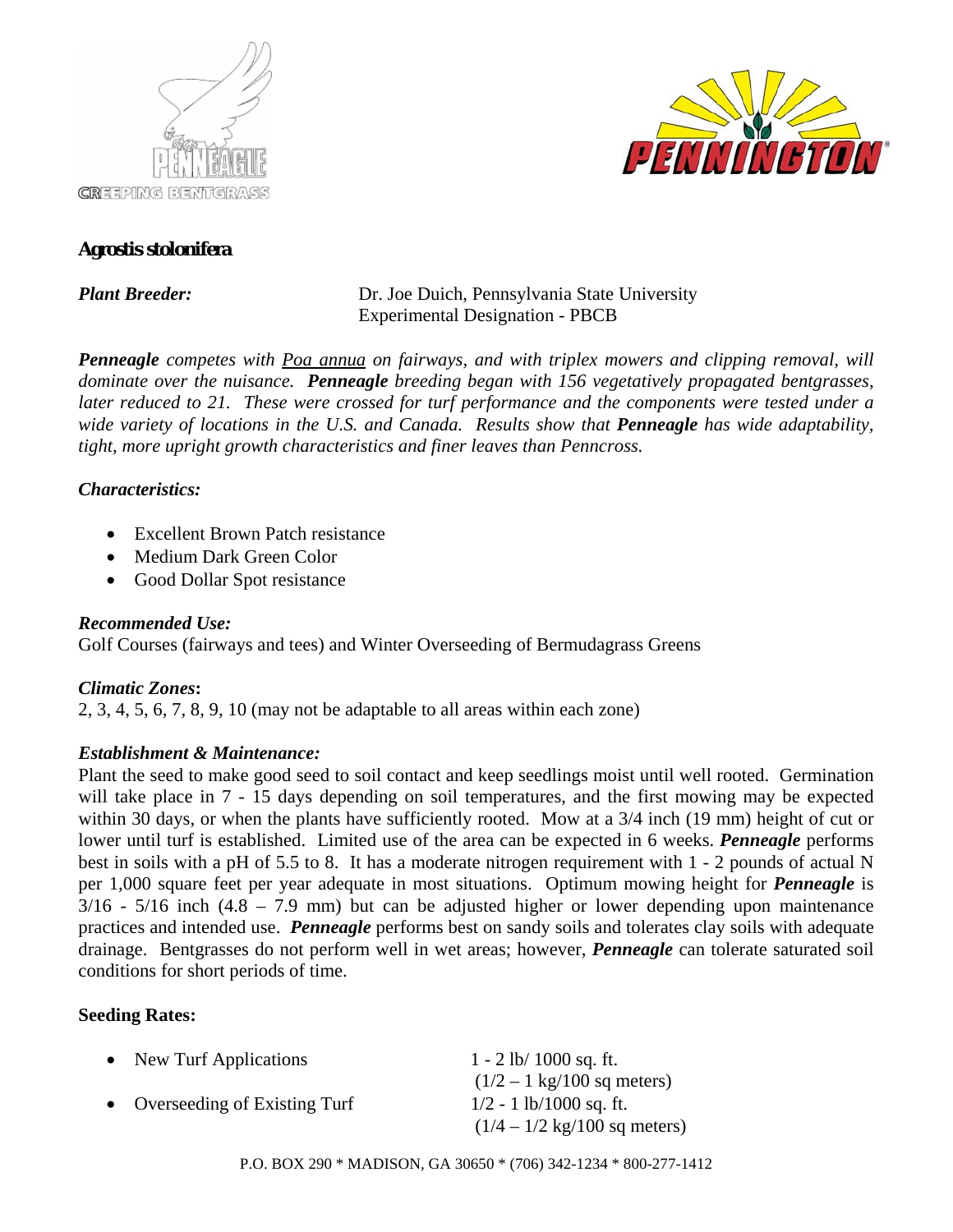PENNEAGLE

CREEPING BENTGRASS

PENNINGTON®

**Agrostis stolonifera**

***Plant Breeder:*** Dr. Joe Duich, Pennsylvania State University
Experimental Designation - PBCB

***Penneagle*** *competes with* *Poa annua* *on fairways, and with triplex mowers and clipping removal, will dominate over the nuisance.* ***Penneagle*** *breeding began with 156 vegetatively propagated bentgrasses, later reduced to 21. These were crossed for turf performance and the components were tested under a wide variety of locations in the U.S. and Canada. Results show that* ***Penneagle*** *has wide adaptability, tight, more upright growth characteristics and finer leaves than Penncross.*

***Characteristics:***

- Excellent Brown Patch resistance
- Medium Dark Green Color
- Good Dollar Spot resistance

***Recommended Use:***
Golf Courses (fairways and tees) and Winter Overseeding of Bermudagrass Greens

***Climatic Zones*:**
2, 3, 4, 5, 6, 7, 8, 9, 10 (may not be adaptable to all areas within each zone)

***Establishment & Maintenance:***
Plant the seed to make good seed to soil contact and keep seedlings moist until well rooted. Germination will take place in 7 - 15 days depending on soil temperatures, and the first mowing may be expected within 30 days, or when the plants have sufficiently rooted. Mow at a 3/4 inch (19 mm) height of cut or lower until turf is established. Limited use of the area can be expected in 6 weeks. ***Penneagle*** performs best in soils with a pH of 5.5 to 8. It has a moderate nitrogen requirement with 1 - 2 pounds of actual N per 1,000 square feet per year adequate in most situations. Optimum mowing height for ***Penneagle*** is 3/16 - 5/16 inch (4.8 – 7.9 mm) but can be adjusted higher or lower depending upon maintenance practices and intended use. ***Penneagle*** performs best on sandy soils and tolerates clay soils with adequate drainage. Bentgrasses do not perform well in wet areas; however, ***Penneagle*** can tolerate saturated soil conditions for short periods of time.

**Seeding Rates:**

- New Turf Applications — 1 - 2 lb/ 1000 sq. ft. (1/2 – 1 kg/100 sq meters)
- Overseeding of Existing Turf — 1/2 - 1 lb/1000 sq. ft. (1/4 – 1/2 kg/100 sq meters)

P.O. BOX 290 * MADISON, GA 30650 * (706) 342-1234 * 800-277-1412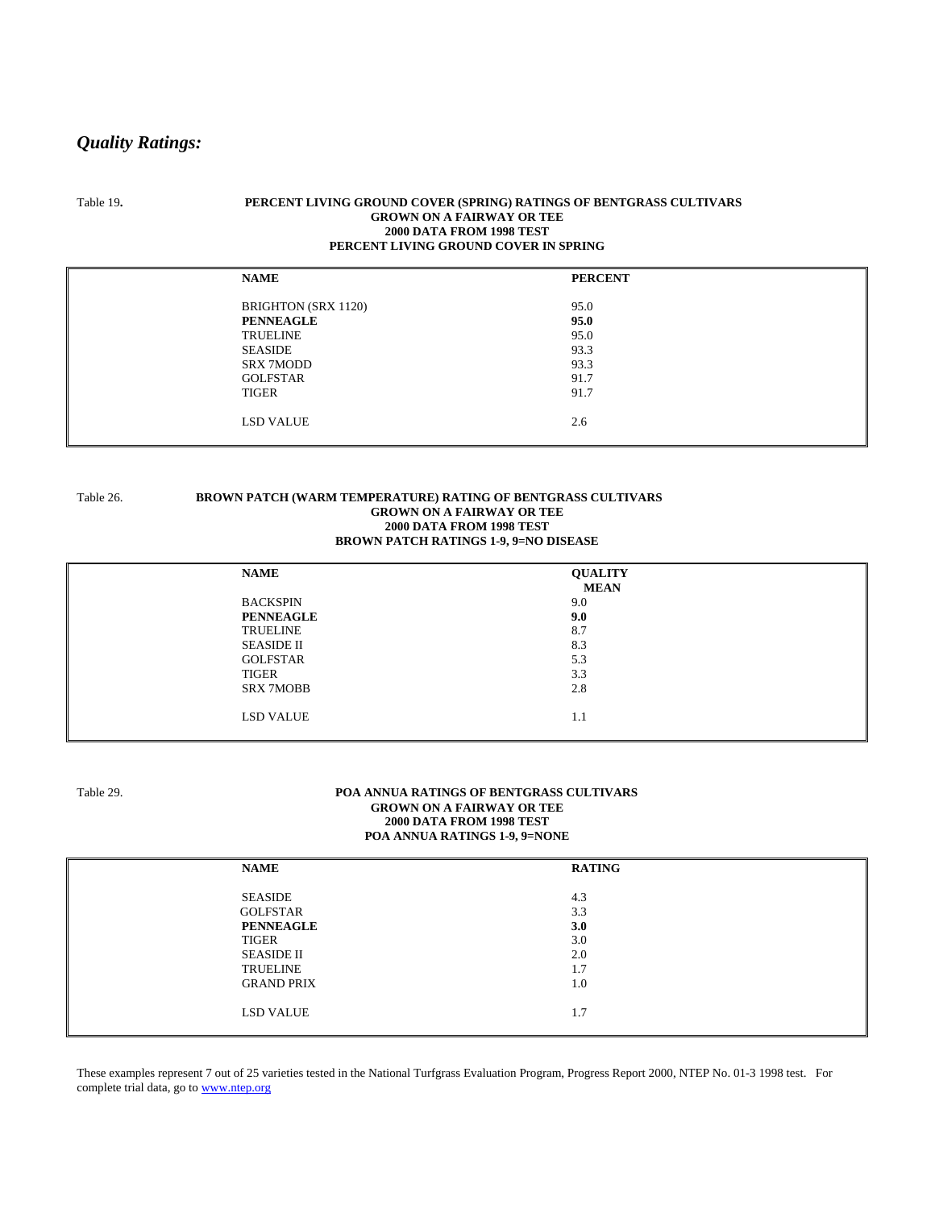## *Quality Ratings:*

Table 19.

**PERCENT LIVING GROUND COVER (SPRING) RATINGS OF BENTGRASS CULTIVARS
GROWN ON A FAIRWAY OR TEE
2000 DATA FROM 1998 TEST
PERCENT LIVING GROUND COVER IN SPRING**

| NAME | PERCENT |
|---|---|
| BRIGHTON (SRX 1120) | 95.0 |
| **PENNEAGLE** | **95.0** |
| TRUELINE | 95.0 |
| SEASIDE | 93.3 |
| SRX 7MODD | 93.3 |
| GOLFSTAR | 91.7 |
| TIGER | 91.7 |
| LSD VALUE | 2.6 |

Table 26.

**BROWN PATCH (WARM TEMPERATURE) RATING OF BENTGRASS CULTIVARS
GROWN ON A FAIRWAY OR TEE
2000 DATA FROM 1998 TEST
BROWN PATCH RATINGS 1-9, 9=NO DISEASE**

| NAME | QUALITY MEAN |
|---|---|
| BACKSPIN | 9.0 |
| **PENNEAGLE** | **9.0** |
| TRUELINE | 8.7 |
| SEASIDE II | 8.3 |
| GOLFSTAR | 5.3 |
| TIGER | 3.3 |
| SRX 7MOBB | 2.8 |
| LSD VALUE | 1.1 |

Table 29.

**POA ANNUA RATINGS OF BENTGRASS CULTIVARS
GROWN ON A FAIRWAY OR TEE
2000 DATA FROM 1998 TEST
POA ANNUA RATINGS 1-9, 9=NONE**

| NAME | RATING |
|---|---|
| SEASIDE | 4.3 |
| GOLFSTAR | 3.3 |
| **PENNEAGLE** | **3.0** |
| TIGER | 3.0 |
| SEASIDE II | 2.0 |
| TRUELINE | 1.7 |
| GRAND PRIX | 1.0 |
| LSD VALUE | 1.7 |

These examples represent 7 out of 25 varieties tested in the National Turfgrass Evaluation Program, Progress Report 2000, NTEP No. 01-3 1998 test. For complete trial data, go to [www.ntep.org](http://www.ntep.org)